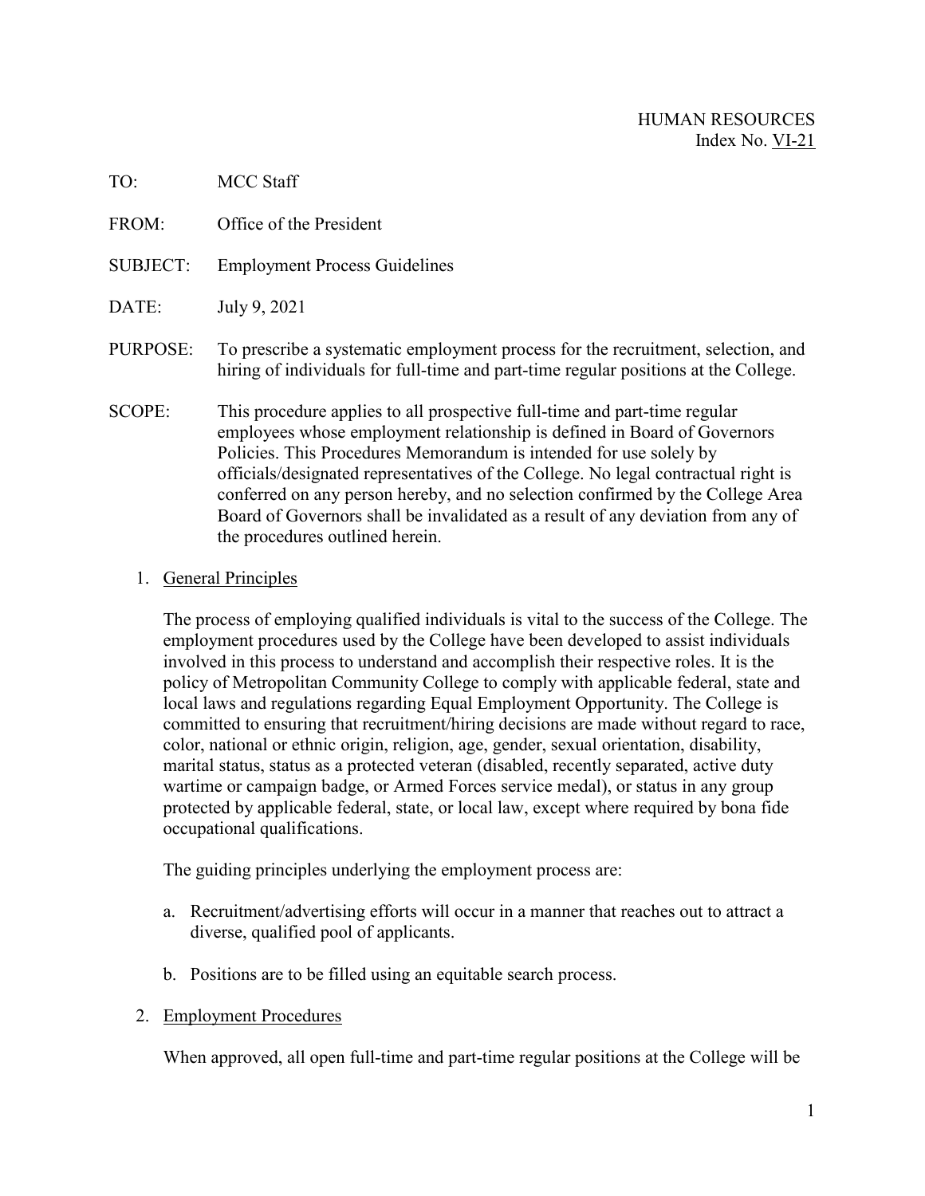HUMAN RESOURCES
Index No. VI-21

TO: MCC Staff

FROM: Office of the President

SUBJECT: Employment Process Guidelines

DATE: July 9, 2021

PURPOSE: To prescribe a systematic employment process for the recruitment, selection, and hiring of individuals for full-time and part-time regular positions at the College.

SCOPE: This procedure applies to all prospective full-time and part-time regular employees whose employment relationship is defined in Board of Governors Policies. This Procedures Memorandum is intended for use solely by officials/designated representatives of the College. No legal contractual right is conferred on any person hereby, and no selection confirmed by the College Area Board of Governors shall be invalidated as a result of any deviation from any of the procedures outlined herein.

1. General Principles

   The process of employing qualified individuals is vital to the success of the College. The employment procedures used by the College have been developed to assist individuals involved in this process to understand and accomplish their respective roles. It is the policy of Metropolitan Community College to comply with applicable federal, state and local laws and regulations regarding Equal Employment Opportunity. The College is committed to ensuring that recruitment/hiring decisions are made without regard to race, color, national or ethnic origin, religion, age, gender, sexual orientation, disability, marital status, status as a protected veteran (disabled, recently separated, active duty wartime or campaign badge, or Armed Forces service medal), or status in any group protected by applicable federal, state, or local law, except where required by bona fide occupational qualifications.

   The guiding principles underlying the employment process are:

   a. Recruitment/advertising efforts will occur in a manner that reaches out to attract a diverse, qualified pool of applicants.

   b. Positions are to be filled using an equitable search process.

2. Employment Procedures

   When approved, all open full-time and part-time regular positions at the College will be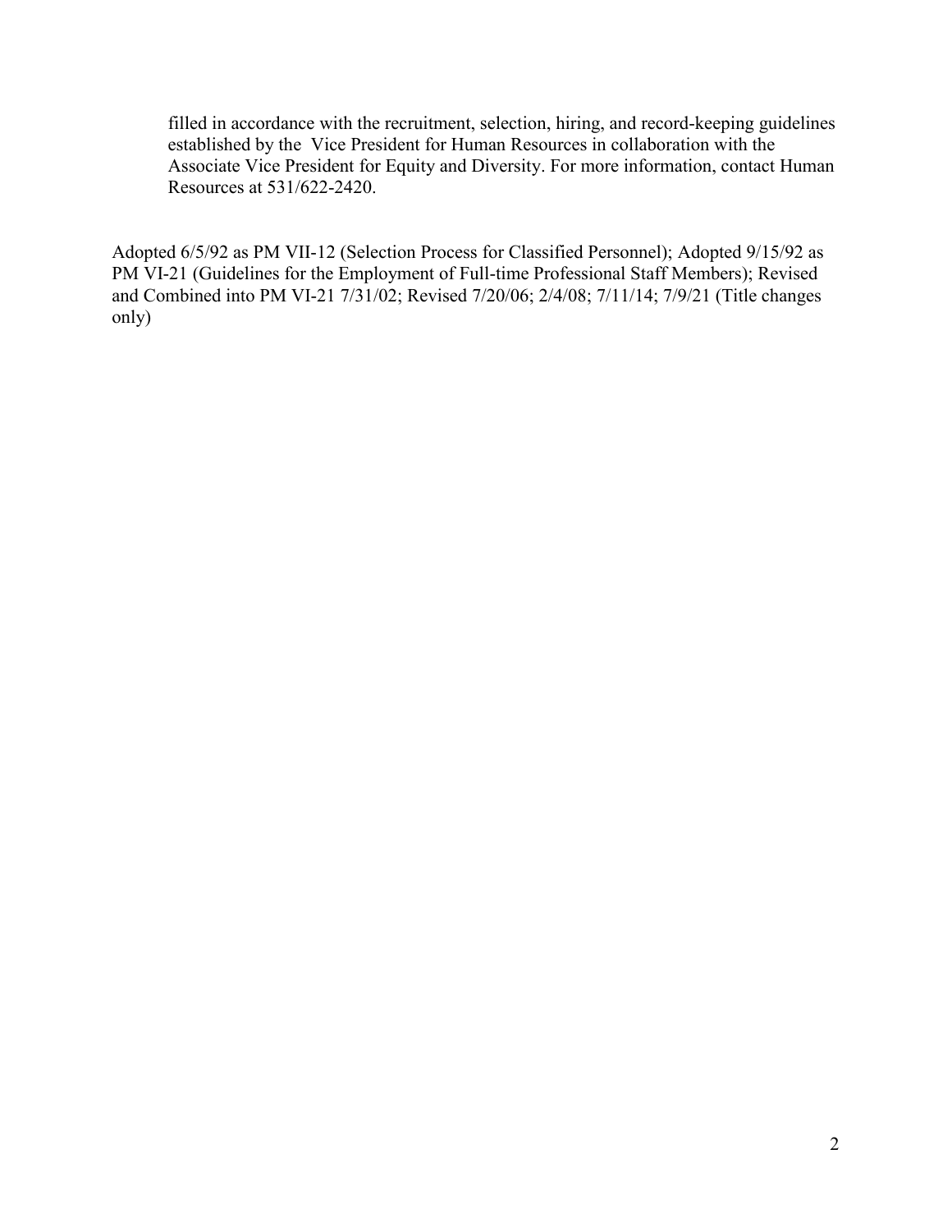filled in accordance with the recruitment, selection, hiring, and record-keeping guidelines established by the Vice President for Human Resources in collaboration with the Associate Vice President for Equity and Diversity. For more information, contact Human Resources at 531/622-2420.

Adopted 6/5/92 as PM VII-12 (Selection Process for Classified Personnel); Adopted 9/15/92 as PM VI-21 (Guidelines for the Employment of Full-time Professional Staff Members); Revised and Combined into PM VI-21 7/31/02; Revised 7/20/06; 2/4/08; 7/11/14; 7/9/21 (Title changes only)